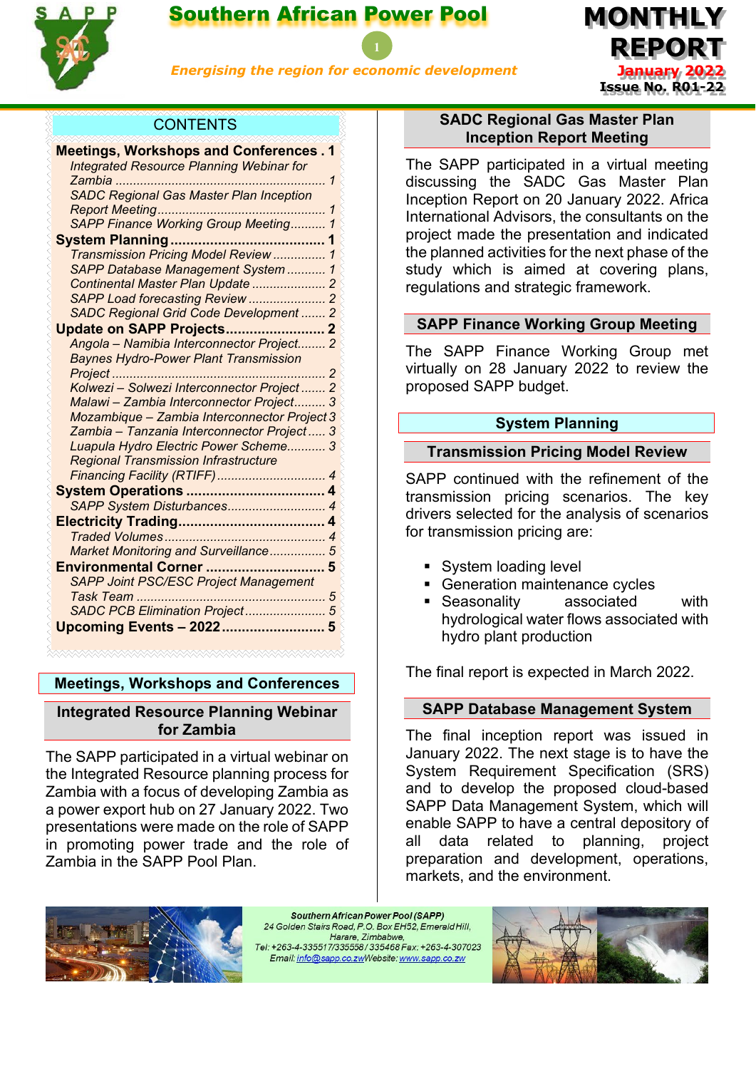# Southern African Power Pool

*Energising the region for economic development*

**MONTHLY REPORT**

**January 2022**

**Issue No. R01-22**

## CONTENTS

- **Meetings, Workshops and Conferences . 1**
  - *Integrated Resource Planning Webinar for Zambia ... 1*
  - *SADC Regional Gas Master Plan Inception Report Meeting ... 1*
  - *SAPP Finance Working Group Meeting ... 1*
- **System Planning ... 1**
  - *Transmission Pricing Model Review ... 1*
  - *SAPP Database Management System ... 1*
  - *Continental Master Plan Update ... 2*
  - *SAPP Load forecasting Review ... 2*
  - *SADC Regional Grid Code Development ... 2*
- **Update on SAPP Projects ... 2**
  - *Angola – Namibia Interconnector Project ... 2*
  - *Baynes Hydro-Power Plant Transmission Project ... 2*
  - *Kolwezi – Solwezi Interconnector Project ... 2*
  - *Malawi – Zambia Interconnector Project ... 3*
  - *Mozambique – Zambia Interconnector Project 3*
  - *Zambia – Tanzania Interconnector Project ... 3*
  - *Luapula Hydro Electric Power Scheme ... 3*
  - *Regional Transmission Infrastructure Financing Facility (RTIFF) ... 4*
- **System Operations ... 4**
  - *SAPP System Disturbances ... 4*
- **Electricity Trading ... 4**
  - *Traded Volumes ... 4*
  - *Market Monitoring and Surveillance ... 5*
- **Environmental Corner ... 5**
  - *SAPP Joint PSC/ESC Project Management Task Team ... 5*
  - *SADC PCB Elimination Project ... 5*
- **Upcoming Events – 2022 ... 5**

## Meetings, Workshops and Conferences

### Integrated Resource Planning Webinar for Zambia

The SAPP participated in a virtual webinar on the Integrated Resource planning process for Zambia with a focus of developing Zambia as a power export hub on 27 January 2022. Two presentations were made on the role of SAPP in promoting power trade and the role of Zambia in the SAPP Pool Plan.

### SADC Regional Gas Master Plan Inception Report Meeting

The SAPP participated in a virtual meeting discussing the SADC Gas Master Plan Inception Report on 20 January 2022. Africa International Advisors, the consultants on the project made the presentation and indicated the planned activities for the next phase of the study which is aimed at covering plans, regulations and strategic framework.

### SAPP Finance Working Group Meeting

The SAPP Finance Working Group met virtually on 28 January 2022 to review the proposed SAPP budget.

## System Planning

### Transmission Pricing Model Review

SAPP continued with the refinement of the transmission pricing scenarios. The key drivers selected for the analysis of scenarios for transmission pricing are:

- System loading level
- Generation maintenance cycles
- Seasonality associated with hydrological water flows associated with hydro plant production

The final report is expected in March 2022.

### SAPP Database Management System

The final inception report was issued in January 2022. The next stage is to have the System Requirement Specification (SRS) and to develop the proposed cloud-based SAPP Data Management System, which will enable SAPP to have a central depository of all data related to planning, project preparation and development, operations, markets, and the environment.

*Southern African Power Pool (SAPP)*
*24 Golden Stairs Road, P.O. Box EH52, Emerald Hill, Harare, Zimbabwe,*
*Tel: +263-4-335517/335558 / 335468 Fax: +263-4-307023*
*Email: info@sapp.co.zw Website: www.sapp.co.zw*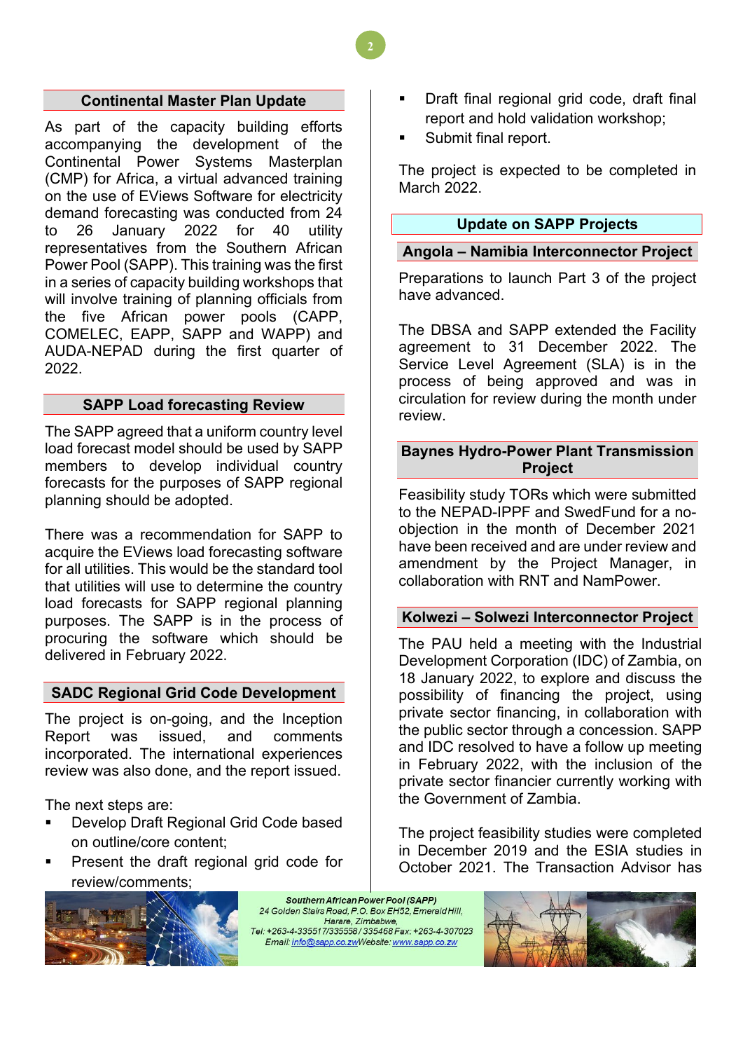## Continental Master Plan Update

As part of the capacity building efforts accompanying the development of the Continental Power Systems Masterplan (CMP) for Africa, a virtual advanced training on the use of EViews Software for electricity demand forecasting was conducted from 24 to 26 January 2022 for 40 utility representatives from the Southern African Power Pool (SAPP). This training was the first in a series of capacity building workshops that will involve training of planning officials from the five African power pools (CAPP, COMELEC, EAPP, SAPP and WAPP) and AUDA-NEPAD during the first quarter of 2022.

## SAPP Load forecasting Review

The SAPP agreed that a uniform country level load forecast model should be used by SAPP members to develop individual country forecasts for the purposes of SAPP regional planning should be adopted.

There was a recommendation for SAPP to acquire the EViews load forecasting software for all utilities. This would be the standard tool that utilities will use to determine the country load forecasts for SAPP regional planning purposes. The SAPP is in the process of procuring the software which should be delivered in February 2022.

## SADC Regional Grid Code Development

The project is on-going, and the Inception Report was issued, and comments incorporated. The international experiences review was also done, and the report issued.

The next steps are:

- Develop Draft Regional Grid Code based on outline/core content;
- Present the draft regional grid code for review/comments;
- Draft final regional grid code, draft final report and hold validation workshop;
- Submit final report.

The project is expected to be completed in March 2022.

## Update on SAPP Projects

### Angola – Namibia Interconnector Project

Preparations to launch Part 3 of the project have advanced.

The DBSA and SAPP extended the Facility agreement to 31 December 2022. The Service Level Agreement (SLA) is in the process of being approved and was in circulation for review during the month under review.

### Baynes Hydro-Power Plant Transmission Project

Feasibility study TORs which were submitted to the NEPAD-IPPF and SwedFund for a no-objection in the month of December 2021 have been received and are under review and amendment by the Project Manager, in collaboration with RNT and NamPower.

### Kolwezi – Solwezi Interconnector Project

The PAU held a meeting with the Industrial Development Corporation (IDC) of Zambia, on 18 January 2022, to explore and discuss the possibility of financing the project, using private sector financing, in collaboration with the public sector through a concession. SAPP and IDC resolved to have a follow up meeting in February 2022, with the inclusion of the private sector financier currently working with the Government of Zambia.

The project feasibility studies were completed in December 2019 and the ESIA studies in October 2021. The Transaction Advisor has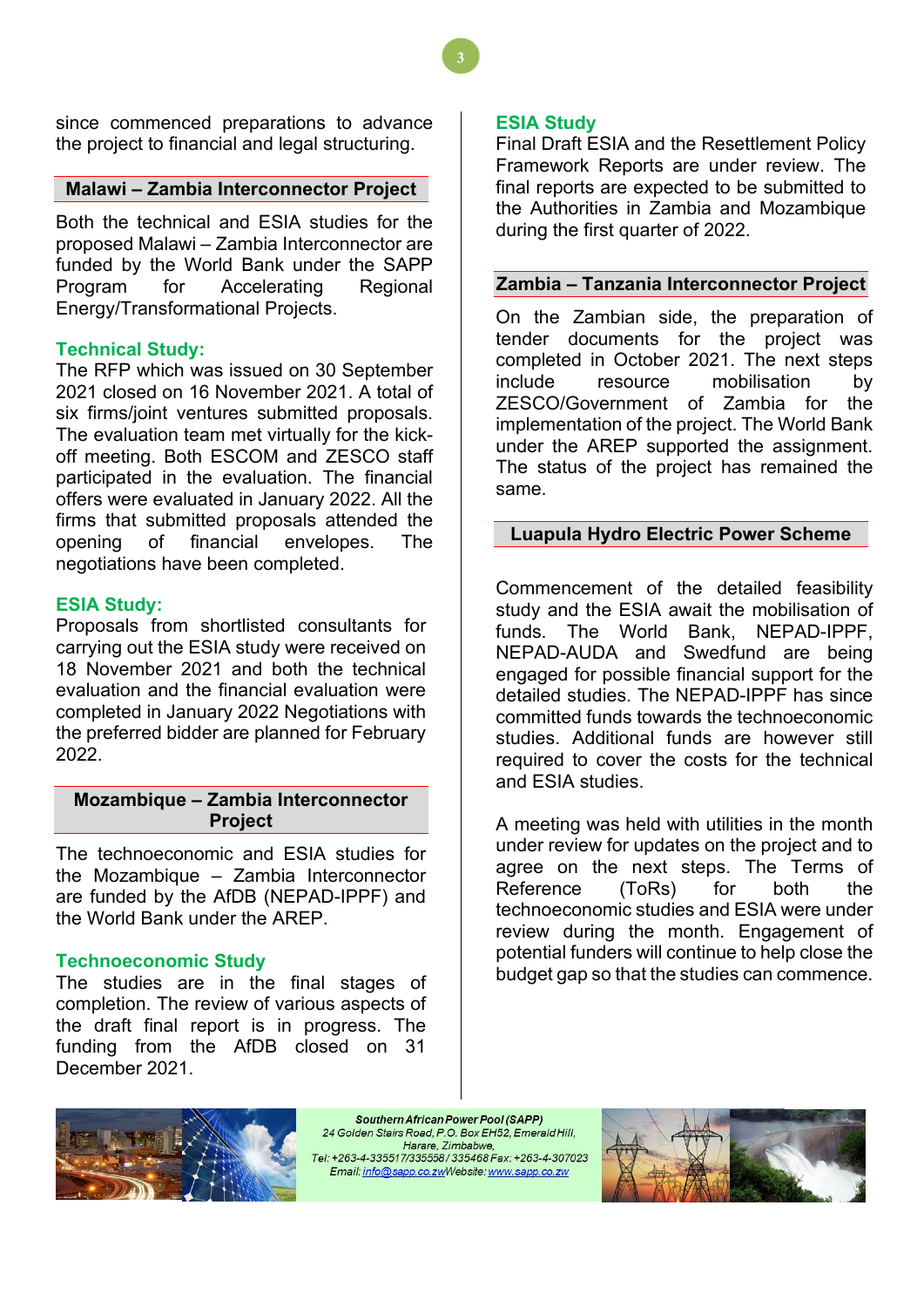since commenced preparations to advance the project to financial and legal structuring.

## Malawi – Zambia Interconnector Project

Both the technical and ESIA studies for the proposed Malawi – Zambia Interconnector are funded by the World Bank under the SAPP Program for Accelerating Regional Energy/Transformational Projects.

### Technical Study:

The RFP which was issued on 30 September 2021 closed on 16 November 2021. A total of six firms/joint ventures submitted proposals. The evaluation team met virtually for the kick-off meeting. Both ESCOM and ZESCO staff participated in the evaluation. The financial offers were evaluated in January 2022. All the firms that submitted proposals attended the opening of financial envelopes. The negotiations have been completed.

### ESIA Study:

Proposals from shortlisted consultants for carrying out the ESIA study were received on 18 November 2021 and both the technical evaluation and the financial evaluation were completed in January 2022 Negotiations with the preferred bidder are planned for February 2022.

## Mozambique – Zambia Interconnector Project

The technoeconomic and ESIA studies for the Mozambique – Zambia Interconnector are funded by the AfDB (NEPAD-IPPF) and the World Bank under the AREP.

### Technoeconomic Study

The studies are in the final stages of completion. The review of various aspects of the draft final report is in progress. The funding from the AfDB closed on 31 December 2021.

### ESIA Study

Final Draft ESIA and the Resettlement Policy Framework Reports are under review. The final reports are expected to be submitted to the Authorities in Zambia and Mozambique during the first quarter of 2022.

## Zambia – Tanzania Interconnector Project

On the Zambian side, the preparation of tender documents for the project was completed in October 2021. The next steps include resource mobilisation by ZESCO/Government of Zambia for the implementation of the project. The World Bank under the AREP supported the assignment. The status of the project has remained the same.

## Luapula Hydro Electric Power Scheme

Commencement of the detailed feasibility study and the ESIA await the mobilisation of funds. The World Bank, NEPAD-IPPF, NEPAD-AUDA and Swedfund are being engaged for possible financial support for the detailed studies. The NEPAD-IPPF has since committed funds towards the technoeconomic studies. Additional funds are however still required to cover the costs for the technical and ESIA studies.

A meeting was held with utilities in the month under review for updates on the project and to agree on the next steps. The Terms of Reference (ToRs) for both the technoeconomic studies and ESIA were under review during the month. Engagement of potential funders will continue to help close the budget gap so that the studies can commence.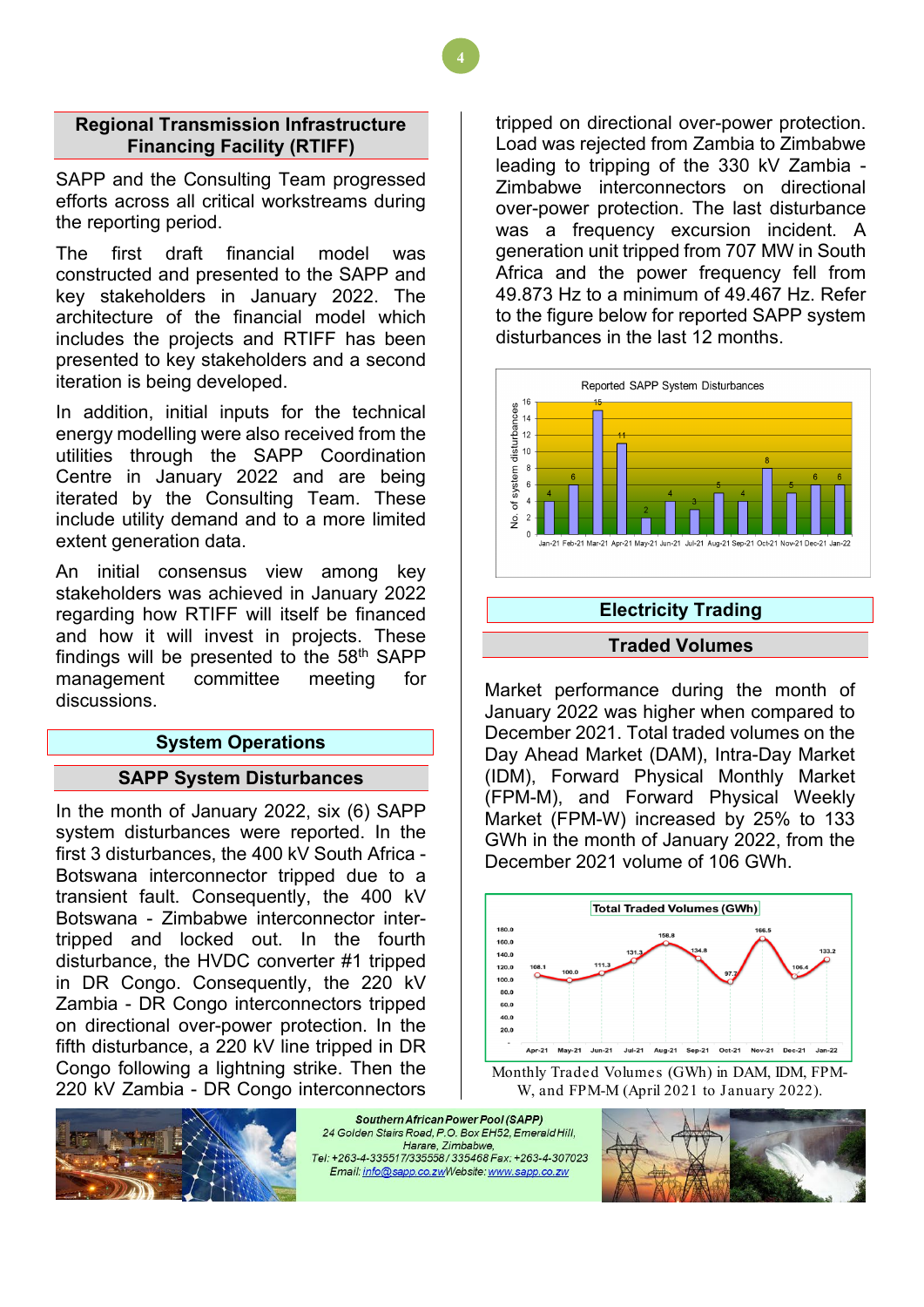## Regional Transmission Infrastructure Financing Facility (RTIFF)

SAPP and the Consulting Team progressed efforts across all critical workstreams during the reporting period.

The first draft financial model was constructed and presented to the SAPP and key stakeholders in January 2022. The architecture of the financial model which includes the projects and RTIFF has been presented to key stakeholders and a second iteration is being developed.

In addition, initial inputs for the technical energy modelling were also received from the utilities through the SAPP Coordination Centre in January 2022 and are being iterated by the Consulting Team. These include utility demand and to a more limited extent generation data.

An initial consensus view among key stakeholders was achieved in January 2022 regarding how RTIFF will itself be financed and how it will invest in projects. These findings will be presented to the 58th SAPP management committee meeting for discussions.

## System Operations

### SAPP System Disturbances

In the month of January 2022, six (6) SAPP system disturbances were reported. In the first 3 disturbances, the 400 kV South Africa - Botswana interconnector tripped due to a transient fault. Consequently, the 400 kV Botswana - Zimbabwe interconnector inter-tripped and locked out. In the fourth disturbance, the HVDC converter #1 tripped in DR Congo. Consequently, the 220 kV Zambia - DR Congo interconnectors tripped on directional over-power protection. In the fifth disturbance, a 220 kV line tripped in DR Congo following a lightning strike. Then the 220 kV Zambia - DR Congo interconnectors tripped on directional over-power protection. Load was rejected from Zambia to Zimbabwe leading to tripping of the 330 kV Zambia - Zimbabwe interconnectors on directional over-power protection. The last disturbance was a frequency excursion incident. A generation unit tripped from 707 MW in South Africa and the power frequency fell from 49.873 Hz to a minimum of 49.467 Hz. Refer to the figure below for reported SAPP system disturbances in the last 12 months.

Reported SAPP System Disturbances

| Month | No. of system disturbances |
|---|---|
| Jan-21 | 4 |
| Feb-21 | 6 |
| Mar-21 | 15 |
| Apr-21 | 11 |
| May-21 | 2 |
| Jun-21 | 4 |
| Jul-21 | 3 |
| Aug-21 | 5 |
| Sep-21 | 4 |
| Oct-21 | 8 |
| Nov-21 | 5 |
| Dec-21 | 6 |
| Jan-22 | 6 |

## Electricity Trading

### Traded Volumes

Market performance during the month of January 2022 was higher when compared to December 2021. Total traded volumes on the Day Ahead Market (DAM), Intra-Day Market (IDM), Forward Physical Monthly Market (FPM-M), and Forward Physical Weekly Market (FPM-W) increased by 25% to 133 GWh in the month of January 2022, from the December 2021 volume of 106 GWh.

Total Traded Volumes (GWh)

| Month | Volume (GWh) |
|---|---|
| Apr-21 | 108.1 |
| May-21 | 100.0 |
| Jun-21 | 111.3 |
| Jul-21 | 131.3 |
| Aug-21 | 158.8 |
| Sep-21 | 134.8 |
| Oct-21 | 97.7 |
| Nov-21 | 166.5 |
| Dec-21 | 106.4 |
| Jan-22 | 133.2 |

Monthly Traded Volumes (GWh) in DAM, IDM, FPM-W, and FPM-M (April 2021 to January 2022).

**Southern African Power Pool (SAPP)**
24 Golden Stairs Road, P.O. Box EH52, Emerald Hill, Harare, Zimbabwe,
Tel: +263-4-335517/335558 / 335468 Fax: +263-4-307023
Email: info@sapp.co.zw Website: www.sapp.co.zw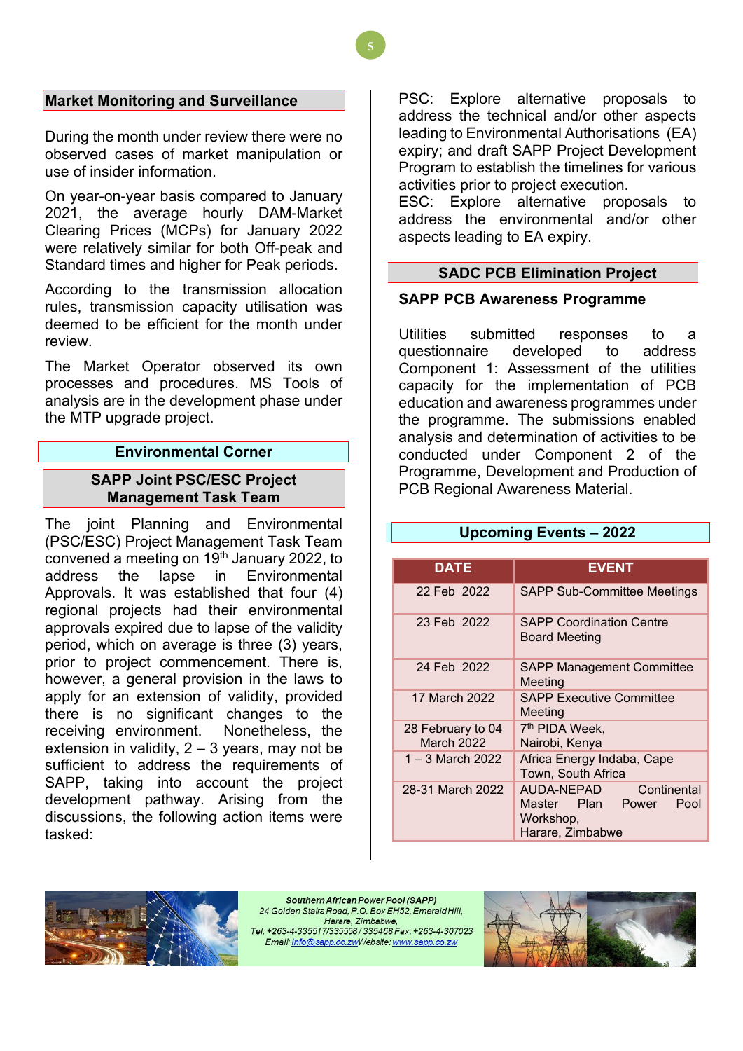## Market Monitoring and Surveillance

During the month under review there were no observed cases of market manipulation or use of insider information.

On year-on-year basis compared to January 2021, the average hourly DAM-Market Clearing Prices (MCPs) for January 2022 were relatively similar for both Off-peak and Standard times and higher for Peak periods.

According to the transmission allocation rules, transmission capacity utilisation was deemed to be efficient for the month under review.

The Market Operator observed its own processes and procedures. MS Tools of analysis are in the development phase under the MTP upgrade project.

## Environmental Corner

### SAPP Joint PSC/ESC Project Management Task Team

The joint Planning and Environmental (PSC/ESC) Project Management Task Team convened a meeting on 19th January 2022, to address the lapse in Environmental Approvals. It was established that four (4) regional projects had their environmental approvals expired due to lapse of the validity period, which on average is three (3) years, prior to project commencement. There is, however, a general provision in the laws to apply for an extension of validity, provided there is no significant changes to the receiving environment. Nonetheless, the extension in validity, 2 – 3 years, may not be sufficient to address the requirements of SAPP, taking into account the project development pathway. Arising from the discussions, the following action items were tasked:

PSC: Explore alternative proposals to address the technical and/or other aspects leading to Environmental Authorisations (EA) expiry; and draft SAPP Project Development Program to establish the timelines for various activities prior to project execution.
ESC: Explore alternative proposals to address the environmental and/or other aspects leading to EA expiry.

## SADC PCB Elimination Project

### SAPP PCB Awareness Programme

Utilities submitted responses to a questionnaire developed to address Component 1: Assessment of the utilities capacity for the implementation of PCB education and awareness programmes under the programme. The submissions enabled analysis and determination of activities to be conducted under Component 2 of the Programme, Development and Production of PCB Regional Awareness Material.

## Upcoming Events – 2022

| DATE | EVENT |
|---|---|
| 22 Feb 2022 | SAPP Sub-Committee Meetings |
| 23 Feb 2022 | SAPP Coordination Centre Board Meeting |
| 24 Feb 2022 | SAPP Management Committee Meeting |
| 17 March 2022 | SAPP Executive Committee Meeting |
| 28 February to 04 March 2022 | 7th PIDA Week, Nairobi, Kenya |
| 1 – 3 March 2022 | Africa Energy Indaba, Cape Town, South Africa |
| 28-31 March 2022 | AUDA-NEPAD Continental Master Plan Power Pool Workshop, Harare, Zimbabwe |

**Southern African Power Pool (SAPP)**
24 Golden Stairs Road, P.O. Box EH52, Emerald Hill, Harare, Zimbabwe,
Tel: +263-4-335517/335558 / 335468 Fax: +263-4-307023
Email: info@sapp.co.zw Website: www.sapp.co.zw